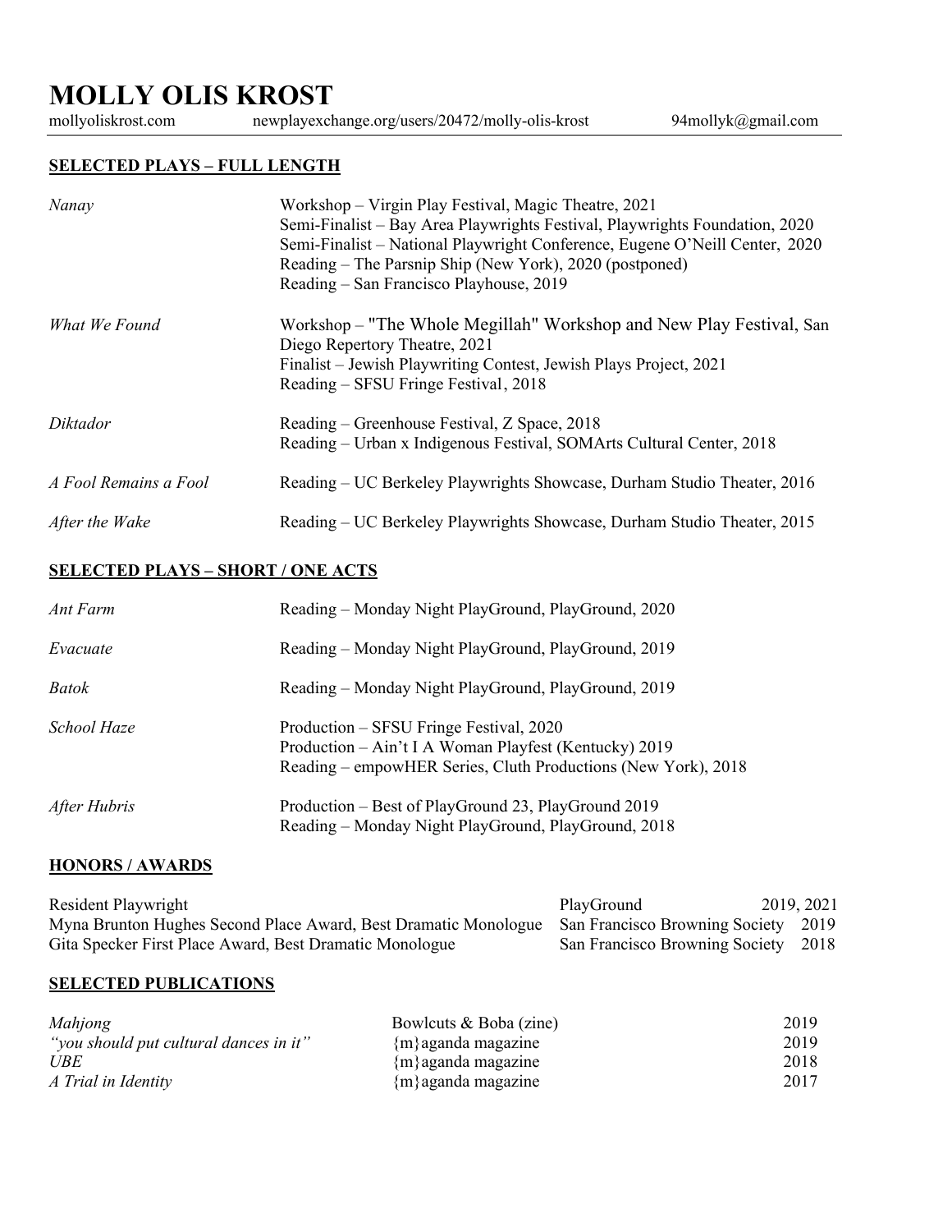# MOLLY OLIS KROST

mollyoliskrost.com newplayexchange.org/users/20472/molly-olis-krost 94mollyk@gmail.com

## SELECTED PLAYS – FULL LENGTH

| | |
|---|---|
| *Nanay* | Workshop – Virgin Play Festival, Magic Theatre, 2021<br>Semi-Finalist – Bay Area Playwrights Festival, Playwrights Foundation, 2020<br>Semi-Finalist – National Playwright Conference, Eugene O'Neill Center, 2020<br>Reading – The Parsnip Ship (New York), 2020 (postponed)<br>Reading – San Francisco Playhouse, 2019 |
| *What We Found* | Workshop – "The Whole Megillah" Workshop and New Play Festival, San Diego Repertory Theatre, 2021<br>Finalist – Jewish Playwriting Contest, Jewish Plays Project, 2021<br>Reading – SFSU Fringe Festival, 2018 |
| *Diktador* | Reading – Greenhouse Festival, Z Space, 2018<br>Reading – Urban x Indigenous Festival, SOMArts Cultural Center, 2018 |
| *A Fool Remains a Fool* | Reading – UC Berkeley Playwrights Showcase, Durham Studio Theater, 2016 |
| *After the Wake* | Reading – UC Berkeley Playwrights Showcase, Durham Studio Theater, 2015 |

## SELECTED PLAYS – SHORT / ONE ACTS

| | |
|---|---|
| *Ant Farm* | Reading – Monday Night PlayGround, PlayGround, 2020 |
| *Evacuate* | Reading – Monday Night PlayGround, PlayGround, 2019 |
| *Batok* | Reading – Monday Night PlayGround, PlayGround, 2019 |
| *School Haze* | Production – SFSU Fringe Festival, 2020<br>Production – Ain't I A Woman Playfest (Kentucky) 2019<br>Reading – empowHER Series, Cluth Productions (New York), 2018 |
| *After Hubris* | Production – Best of PlayGround 23, PlayGround 2019<br>Reading – Monday Night PlayGround, PlayGround, 2018 |

## HONORS / AWARDS

| | | |
|---|---|---|
| Resident Playwright | PlayGround | 2019, 2021 |
| Myna Brunton Hughes Second Place Award, Best Dramatic Monologue | San Francisco Browning Society | 2019 |
| Gita Specker First Place Award, Best Dramatic Monologue | San Francisco Browning Society | 2018 |

## SELECTED PUBLICATIONS

| | | |
|---|---|---|
| *Mahjong* | Bowlcuts & Boba (zine) | 2019 |
| *"you should put cultural dances in it"* | {m}aganda magazine | 2019 |
| *UBE* | {m}aganda magazine | 2018 |
| *A Trial in Identity* | {m}aganda magazine | 2017 |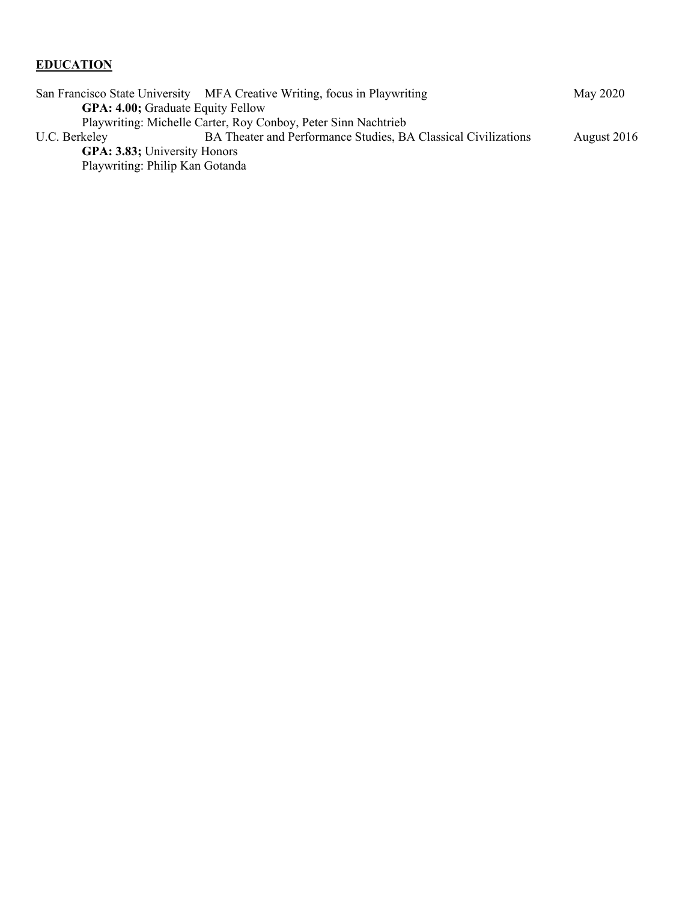## EDUCATION

San Francisco State University MFA Creative Writing, focus in Playwriting May 2020

**GPA: 4.00;** Graduate Equity Fellow

Playwriting: Michelle Carter, Roy Conboy, Peter Sinn Nachtrieb

U.C. Berkeley BA Theater and Performance Studies, BA Classical Civilizations August 2016

**GPA: 3.83;** University Honors

Playwriting: Philip Kan Gotanda